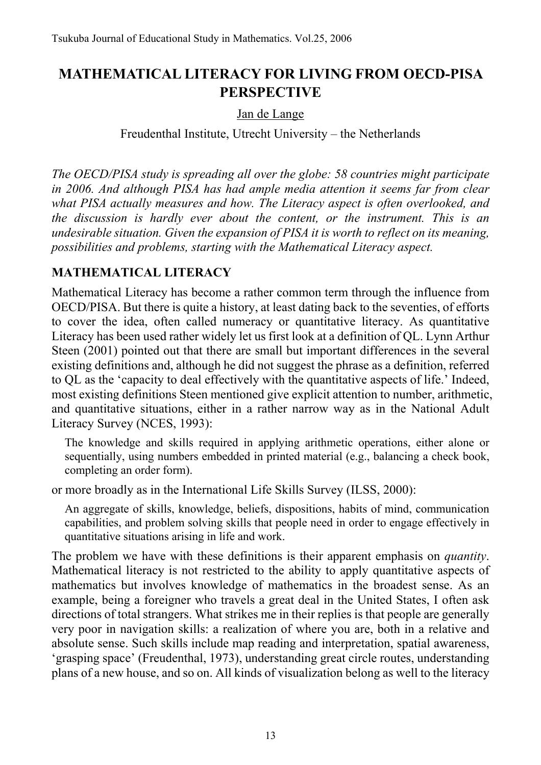# MATHEMATICAL LITERACY FOR LIVING FROM OECD-PISA PERSPECTIVE

Jan de Lange

Freudenthal Institute, Utrecht University – the Netherlands

*The OECD/PISA study is spreading all over the globe: 58 countries might participate in 2006. And although PISA has had ample media attention it seems far from clear what PISA actually measures and how. The Literacy aspect is often overlooked, and the discussion is hardly ever about the content, or the instrument. This is an undesirable situation. Given the expansion of PISA it is worth to reflect on its meaning, possibilities and problems, starting with the Mathematical Literacy aspect.*

## MATHEMATICAL LITERACY

Mathematical Literacy has become a rather common term through the influence from OECD/PISA. But there is quite a history, at least dating back to the seventies, of efforts to cover the idea, often called numeracy or quantitative literacy. As quantitative Literacy has been used rather widely let us first look at a definition of QL. Lynn Arthur Steen (2001) pointed out that there are small but important differences in the several existing definitions and, although he did not suggest the phrase as a definition, referred to QL as the 'capacity to deal effectively with the quantitative aspects of life.' Indeed, most existing definitions Steen mentioned give explicit attention to number, arithmetic, and quantitative situations, either in a rather narrow way as in the National Adult Literacy Survey (NCES, 1993):

> The knowledge and skills required in applying arithmetic operations, either alone or sequentially, using numbers embedded in printed material (e.g., balancing a check book, completing an order form).

or more broadly as in the International Life Skills Survey (ILSS, 2000):

> An aggregate of skills, knowledge, beliefs, dispositions, habits of mind, communication capabilities, and problem solving skills that people need in order to engage effectively in quantitative situations arising in life and work.

The problem we have with these definitions is their apparent emphasis on *quantity*. Mathematical literacy is not restricted to the ability to apply quantitative aspects of mathematics but involves knowledge of mathematics in the broadest sense. As an example, being a foreigner who travels a great deal in the United States, I often ask directions of total strangers. What strikes me in their replies is that people are generally very poor in navigation skills: a realization of where you are, both in a relative and absolute sense. Such skills include map reading and interpretation, spatial awareness, 'grasping space' (Freudenthal, 1973), understanding great circle routes, understanding plans of a new house, and so on. All kinds of visualization belong as well to the literacy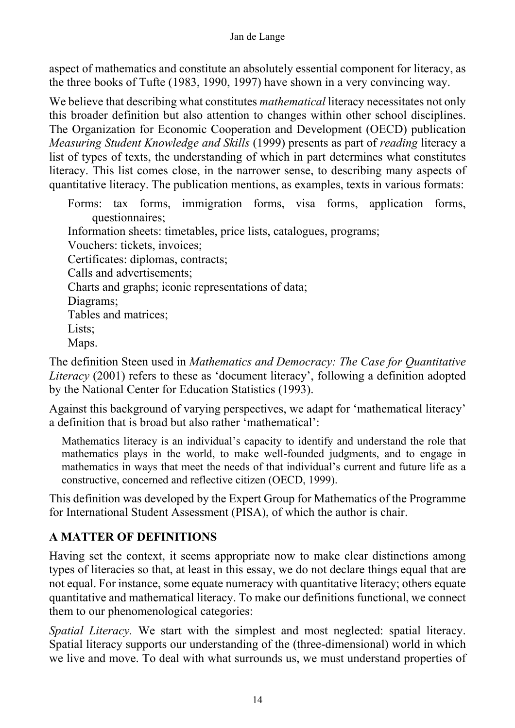aspect of mathematics and constitute an absolutely essential component for literacy, as the three books of Tufte (1983, 1990, 1997) have shown in a very convincing way.

We believe that describing what constitutes *mathematical* literacy necessitates not only this broader definition but also attention to changes within other school disciplines. The Organization for Economic Cooperation and Development (OECD) publication *Measuring Student Knowledge and Skills* (1999) presents as part of *reading* literacy a list of types of texts, the understanding of which in part determines what constitutes literacy. This list comes close, in the narrower sense, to describing many aspects of quantitative literacy. The publication mentions, as examples, texts in various formats:

> Forms: tax forms, immigration forms, visa forms, application forms, questionnaires;
> Information sheets: timetables, price lists, catalogues, programs;
> Vouchers: tickets, invoices;
> Certificates: diplomas, contracts;
> Calls and advertisements;
> Charts and graphs; iconic representations of data;
> Diagrams;
> Tables and matrices;
> Lists;
> Maps.

The definition Steen used in *Mathematics and Democracy: The Case for Quantitative Literacy* (2001) refers to these as 'document literacy', following a definition adopted by the National Center for Education Statistics (1993).

Against this background of varying perspectives, we adapt for 'mathematical literacy' a definition that is broad but also rather 'mathematical':

> Mathematics literacy is an individual's capacity to identify and understand the role that mathematics plays in the world, to make well-founded judgments, and to engage in mathematics in ways that meet the needs of that individual's current and future life as a constructive, concerned and reflective citizen (OECD, 1999).

This definition was developed by the Expert Group for Mathematics of the Programme for International Student Assessment (PISA), of which the author is chair.

## A MATTER OF DEFINITIONS

Having set the context, it seems appropriate now to make clear distinctions among types of literacies so that, at least in this essay, we do not declare things equal that are not equal. For instance, some equate numeracy with quantitative literacy; others equate quantitative and mathematical literacy. To make our definitions functional, we connect them to our phenomenological categories:

*Spatial Literacy.* We start with the simplest and most neglected: spatial literacy. Spatial literacy supports our understanding of the (three-dimensional) world in which we live and move. To deal with what surrounds us, we must understand properties of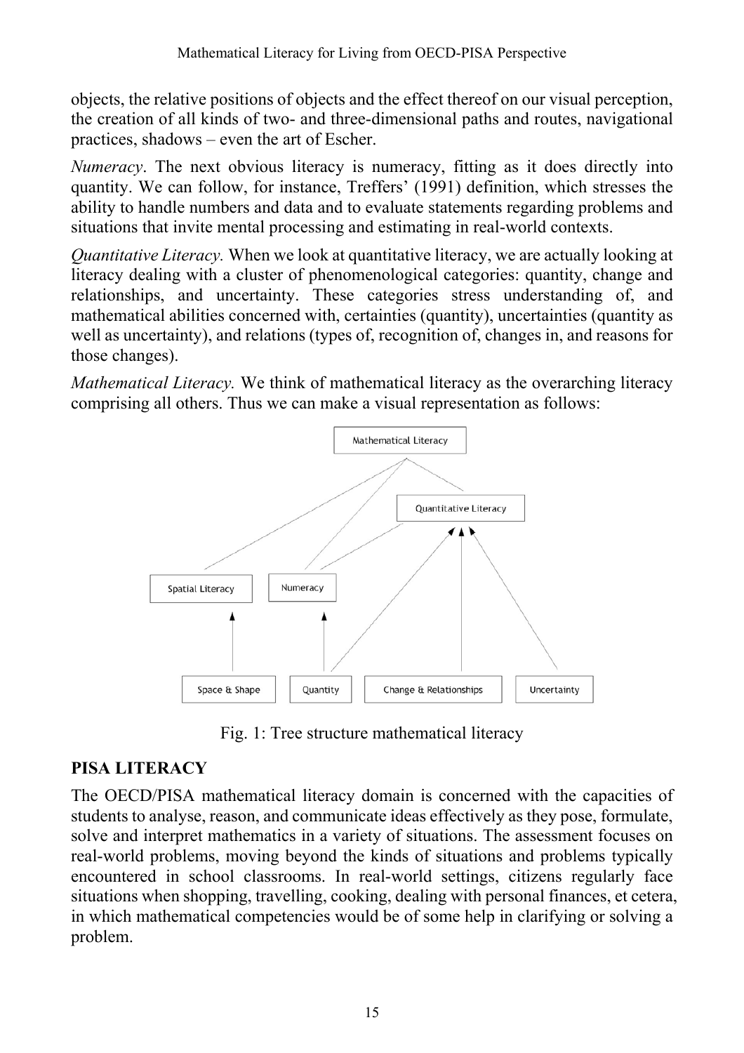objects, the relative positions of objects and the effect thereof on our visual perception, the creation of all kinds of two- and three-dimensional paths and routes, navigational practices, shadows – even the art of Escher.

*Numeracy*. The next obvious literacy is numeracy, fitting as it does directly into quantity. We can follow, for instance, Treffers' (1991) definition, which stresses the ability to handle numbers and data and to evaluate statements regarding problems and situations that invite mental processing and estimating in real-world contexts.

*Quantitative Literacy.* When we look at quantitative literacy, we are actually looking at literacy dealing with a cluster of phenomenological categories: quantity, change and relationships, and uncertainty. These categories stress understanding of, and mathematical abilities concerned with, certainties (quantity), uncertainties (quantity as well as uncertainty), and relations (types of, recognition of, changes in, and reasons for those changes).

*Mathematical Literacy.* We think of mathematical literacy as the overarching literacy comprising all others. Thus we can make a visual representation as follows:

Fig. 1: Tree structure mathematical literacy

## PISA LITERACY

The OECD/PISA mathematical literacy domain is concerned with the capacities of students to analyse, reason, and communicate ideas effectively as they pose, formulate, solve and interpret mathematics in a variety of situations. The assessment focuses on real-world problems, moving beyond the kinds of situations and problems typically encountered in school classrooms. In real-world settings, citizens regularly face situations when shopping, travelling, cooking, dealing with personal finances, et cetera, in which mathematical competencies would be of some help in clarifying or solving a problem.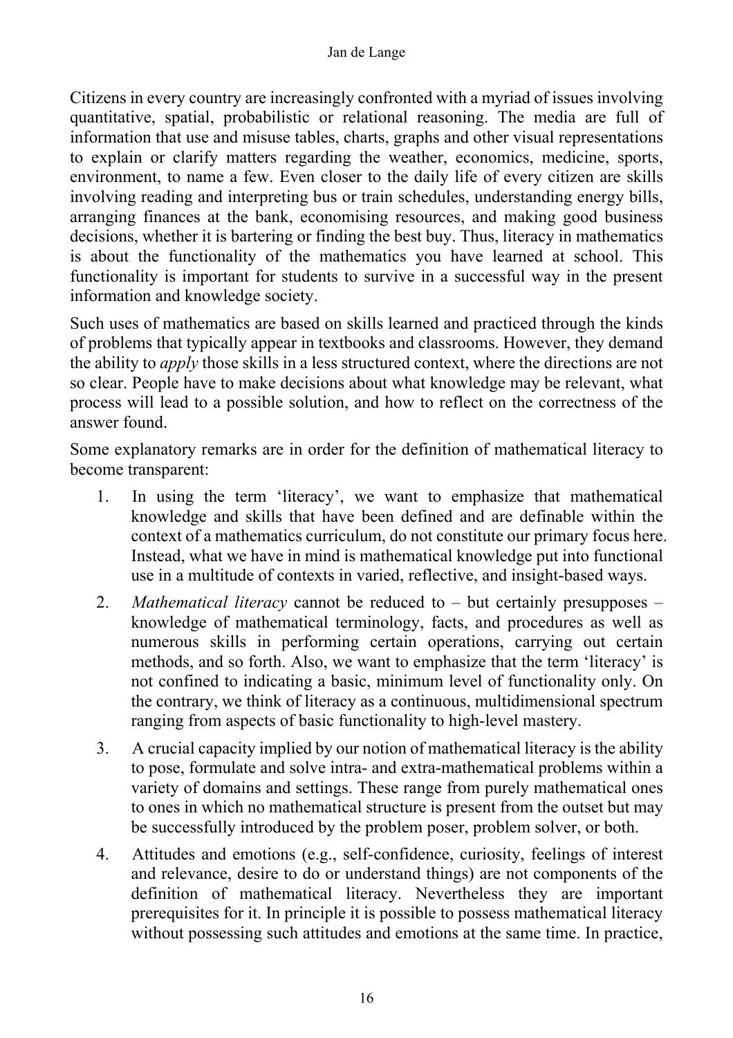Citizens in every country are increasingly confronted with a myriad of issues involving quantitative, spatial, probabilistic or relational reasoning. The media are full of information that use and misuse tables, charts, graphs and other visual representations to explain or clarify matters regarding the weather, economics, medicine, sports, environment, to name a few. Even closer to the daily life of every citizen are skills involving reading and interpreting bus or train schedules, understanding energy bills, arranging finances at the bank, economising resources, and making good business decisions, whether it is bartering or finding the best buy. Thus, literacy in mathematics is about the functionality of the mathematics you have learned at school. This functionality is important for students to survive in a successful way in the present information and knowledge society.

Such uses of mathematics are based on skills learned and practiced through the kinds of problems that typically appear in textbooks and classrooms. However, they demand the ability to *apply* those skills in a less structured context, where the directions are not so clear. People have to make decisions about what knowledge may be relevant, what process will lead to a possible solution, and how to reflect on the correctness of the answer found.

Some explanatory remarks are in order for the definition of mathematical literacy to become transparent:

1. In using the term 'literacy', we want to emphasize that mathematical knowledge and skills that have been defined and are definable within the context of a mathematics curriculum, do not constitute our primary focus here. Instead, what we have in mind is mathematical knowledge put into functional use in a multitude of contexts in varied, reflective, and insight-based ways.
2. *Mathematical literacy* cannot be reduced to – but certainly presupposes – knowledge of mathematical terminology, facts, and procedures as well as numerous skills in performing certain operations, carrying out certain methods, and so forth. Also, we want to emphasize that the term 'literacy' is not confined to indicating a basic, minimum level of functionality only. On the contrary, we think of literacy as a continuous, multidimensional spectrum ranging from aspects of basic functionality to high-level mastery.
3. A crucial capacity implied by our notion of mathematical literacy is the ability to pose, formulate and solve intra- and extra-mathematical problems within a variety of domains and settings. These range from purely mathematical ones to ones in which no mathematical structure is present from the outset but may be successfully introduced by the problem poser, problem solver, or both.
4. Attitudes and emotions (e.g., self-confidence, curiosity, feelings of interest and relevance, desire to do or understand things) are not components of the definition of mathematical literacy. Nevertheless they are important prerequisites for it. In principle it is possible to possess mathematical literacy without possessing such attitudes and emotions at the same time. In practice,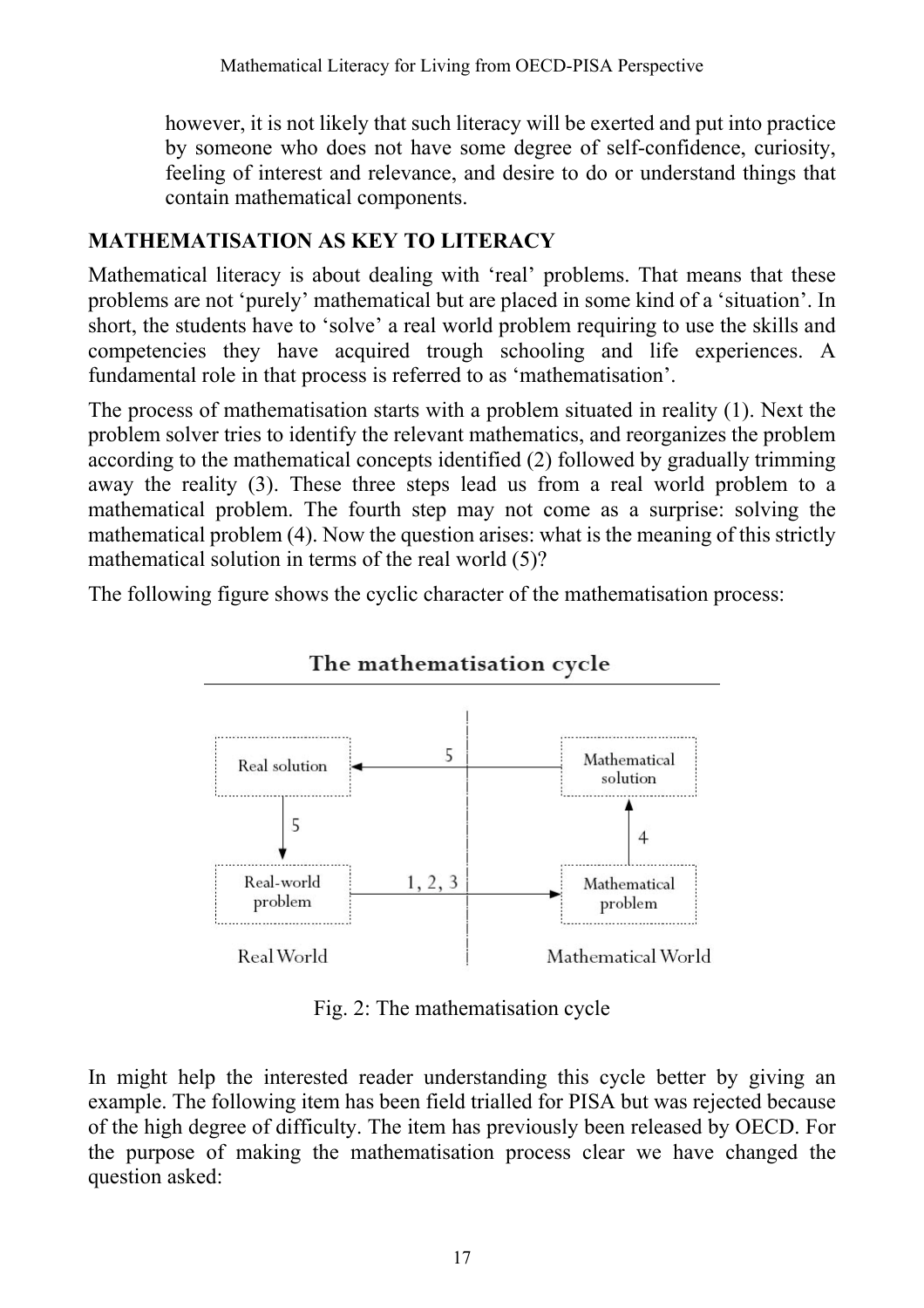however, it is not likely that such literacy will be exerted and put into practice by someone who does not have some degree of self-confidence, curiosity, feeling of interest and relevance, and desire to do or understand things that contain mathematical components.

## MATHEMATISATION AS KEY TO LITERACY

Mathematical literacy is about dealing with 'real' problems. That means that these problems are not 'purely' mathematical but are placed in some kind of a 'situation'. In short, the students have to 'solve' a real world problem requiring to use the skills and competencies they have acquired trough schooling and life experiences. A fundamental role in that process is referred to as 'mathematisation'.

The process of mathematisation starts with a problem situated in reality (1). Next the problem solver tries to identify the relevant mathematics, and reorganizes the problem according to the mathematical concepts identified (2) followed by gradually trimming away the reality (3). These three steps lead us from a real world problem to a mathematical problem. The fourth step may not come as a surprise: solving the mathematical problem (4). Now the question arises: what is the meaning of this strictly mathematical solution in terms of the real world (5)?

The following figure shows the cyclic character of the mathematisation process:

Fig. 2: The mathematisation cycle

In might help the interested reader understanding this cycle better by giving an example. The following item has been field trialled for PISA but was rejected because of the high degree of difficulty. The item has previously been released by OECD. For the purpose of making the mathematisation process clear we have changed the question asked: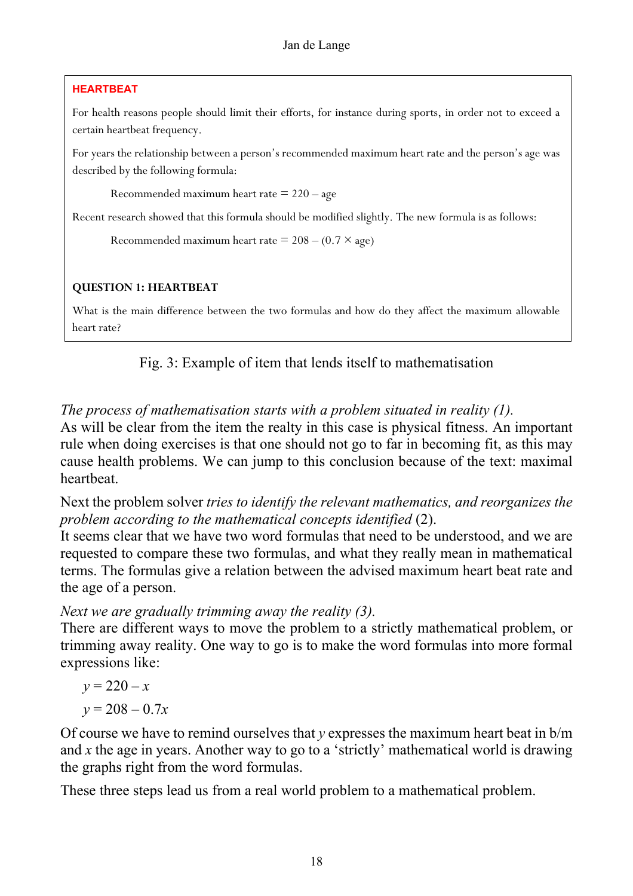**HEARTBEAT**

For health reasons people should limit their efforts, for instance during sports, in order not to exceed a certain heartbeat frequency.

For years the relationship between a person's recommended maximum heart rate and the person's age was described by the following formula:

Recommended maximum heart rate = 220 – age

Recent research showed that this formula should be modified slightly. The new formula is as follows:

Recommended maximum heart rate = 208 – (0.7 × age)

**QUESTION 1: HEARTBEAT**

What is the main difference between the two formulas and how do they affect the maximum allowable heart rate?

Fig. 3: Example of item that lends itself to mathematisation

*The process of mathematisation starts with a problem situated in reality (1).*
As will be clear from the item the realty in this case is physical fitness. An important rule when doing exercises is that one should not go to far in becoming fit, as this may cause health problems. We can jump to this conclusion because of the text: maximal heartbeat.

Next the problem solver *tries to identify the relevant mathematics, and reorganizes the problem according to the mathematical concepts identified* (2).
It seems clear that we have two word formulas that need to be understood, and we are requested to compare these two formulas, and what they really mean in mathematical terms. The formulas give a relation between the advised maximum heart beat rate and the age of a person.

*Next we are gradually trimming away the reality (3).*
There are different ways to move the problem to a strictly mathematical problem, or trimming away reality. One way to go is to make the word formulas into more formal expressions like:

$$y = 220 - x$$

$$y = 208 - 0.7x$$

Of course we have to remind ourselves that $y$ expresses the maximum heart beat in b/m and $x$ the age in years. Another way to go to a 'strictly' mathematical world is drawing the graphs right from the word formulas.

These three steps lead us from a real world problem to a mathematical problem.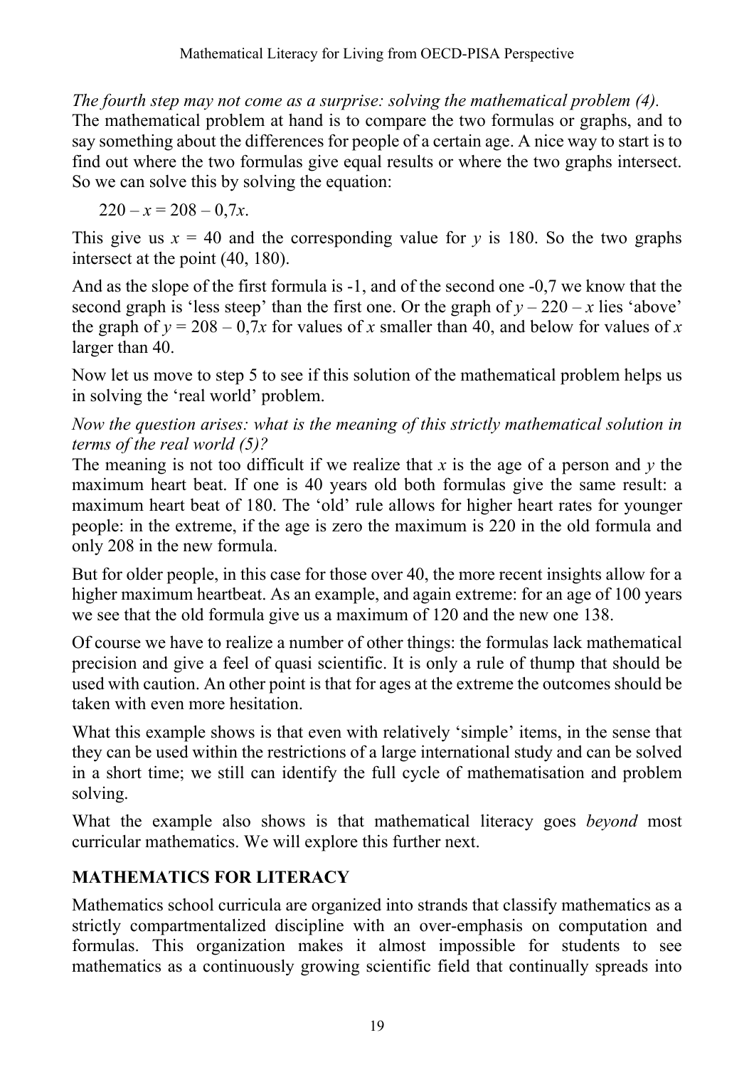*The fourth step may not come as a surprise: solving the mathematical problem (4).*
The mathematical problem at hand is to compare the two formulas or graphs, and to say something about the differences for people of a certain age. A nice way to start is to find out where the two formulas give equal results or where the two graphs intersect. So we can solve this by solving the equation:

$220 - x = 208 - 0{,}7x$.

This give us $x = 40$ and the corresponding value for $y$ is 180. So the two graphs intersect at the point (40, 180).

And as the slope of the first formula is -1, and of the second one -0,7 we know that the second graph is 'less steep' than the first one. Or the graph of $y - 220 - x$ lies 'above' the graph of $y = 208 - 0{,}7x$ for values of $x$ smaller than 40, and below for values of $x$ larger than 40.

Now let us move to step 5 to see if this solution of the mathematical problem helps us in solving the 'real world' problem.

*Now the question arises: what is the meaning of this strictly mathematical solution in terms of the real world (5)?*
The meaning is not too difficult if we realize that $x$ is the age of a person and $y$ the maximum heart beat. If one is 40 years old both formulas give the same result: a maximum heart beat of 180. The 'old' rule allows for higher heart rates for younger people: in the extreme, if the age is zero the maximum is 220 in the old formula and only 208 in the new formula.

But for older people, in this case for those over 40, the more recent insights allow for a higher maximum heartbeat. As an example, and again extreme: for an age of 100 years we see that the old formula give us a maximum of 120 and the new one 138.

Of course we have to realize a number of other things: the formulas lack mathematical precision and give a feel of quasi scientific. It is only a rule of thump that should be used with caution. An other point is that for ages at the extreme the outcomes should be taken with even more hesitation.

What this example shows is that even with relatively 'simple' items, in the sense that they can be used within the restrictions of a large international study and can be solved in a short time; we still can identify the full cycle of mathematisation and problem solving.

What the example also shows is that mathematical literacy goes *beyond* most curricular mathematics. We will explore this further next.

## MATHEMATICS FOR LITERACY

Mathematics school curricula are organized into strands that classify mathematics as a strictly compartmentalized discipline with an over-emphasis on computation and formulas. This organization makes it almost impossible for students to see mathematics as a continuously growing scientific field that continually spreads into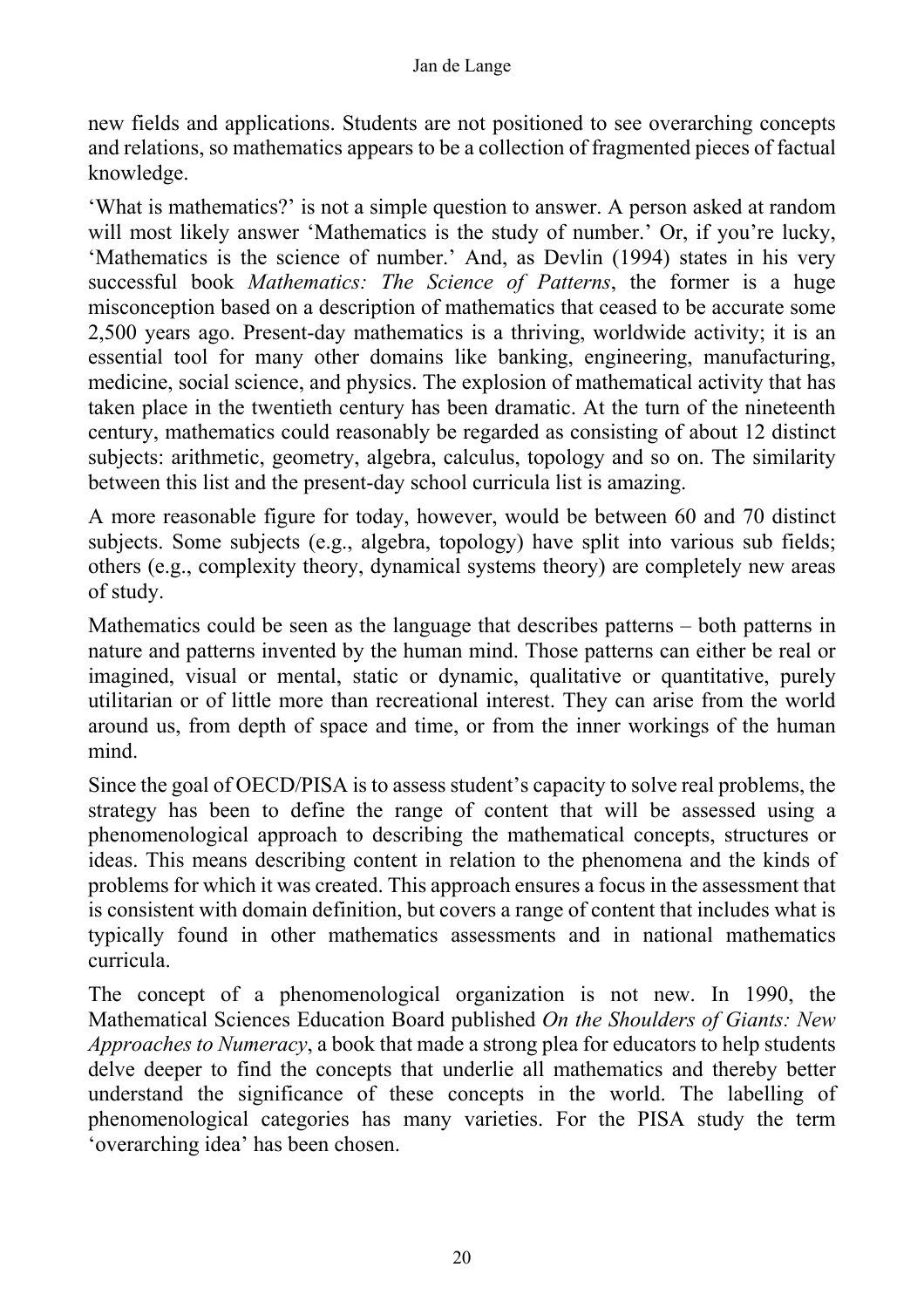new fields and applications. Students are not positioned to see overarching concepts and relations, so mathematics appears to be a collection of fragmented pieces of factual knowledge.

'What is mathematics?' is not a simple question to answer. A person asked at random will most likely answer 'Mathematics is the study of number.' Or, if you're lucky, 'Mathematics is the science of number.' And, as Devlin (1994) states in his very successful book *Mathematics: The Science of Patterns*, the former is a huge misconception based on a description of mathematics that ceased to be accurate some 2,500 years ago. Present-day mathematics is a thriving, worldwide activity; it is an essential tool for many other domains like banking, engineering, manufacturing, medicine, social science, and physics. The explosion of mathematical activity that has taken place in the twentieth century has been dramatic. At the turn of the nineteenth century, mathematics could reasonably be regarded as consisting of about 12 distinct subjects: arithmetic, geometry, algebra, calculus, topology and so on. The similarity between this list and the present-day school curricula list is amazing.

A more reasonable figure for today, however, would be between 60 and 70 distinct subjects. Some subjects (e.g., algebra, topology) have split into various sub fields; others (e.g., complexity theory, dynamical systems theory) are completely new areas of study.

Mathematics could be seen as the language that describes patterns – both patterns in nature and patterns invented by the human mind. Those patterns can either be real or imagined, visual or mental, static or dynamic, qualitative or quantitative, purely utilitarian or of little more than recreational interest. They can arise from the world around us, from depth of space and time, or from the inner workings of the human mind.

Since the goal of OECD/PISA is to assess student's capacity to solve real problems, the strategy has been to define the range of content that will be assessed using a phenomenological approach to describing the mathematical concepts, structures or ideas. This means describing content in relation to the phenomena and the kinds of problems for which it was created. This approach ensures a focus in the assessment that is consistent with domain definition, but covers a range of content that includes what is typically found in other mathematics assessments and in national mathematics curricula.

The concept of a phenomenological organization is not new. In 1990, the Mathematical Sciences Education Board published *On the Shoulders of Giants: New Approaches to Numeracy*, a book that made a strong plea for educators to help students delve deeper to find the concepts that underlie all mathematics and thereby better understand the significance of these concepts in the world. The labelling of phenomenological categories has many varieties. For the PISA study the term 'overarching idea' has been chosen.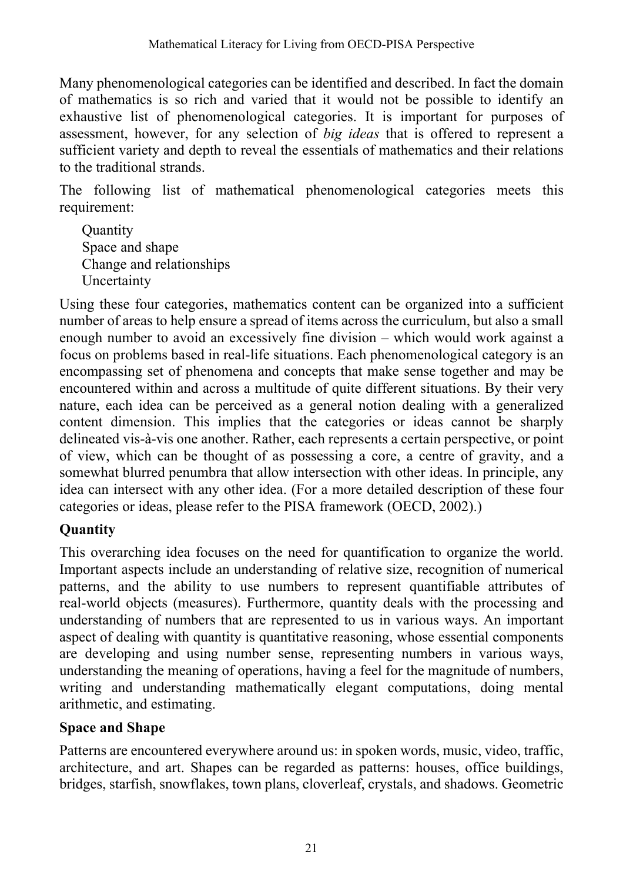Many phenomenological categories can be identified and described. In fact the domain of mathematics is so rich and varied that it would not be possible to identify an exhaustive list of phenomenological categories. It is important for purposes of assessment, however, for any selection of *big ideas* that is offered to represent a sufficient variety and depth to reveal the essentials of mathematics and their relations to the traditional strands.

The following list of mathematical phenomenological categories meets this requirement:

Quantity
Space and shape
Change and relationships
Uncertainty

Using these four categories, mathematics content can be organized into a sufficient number of areas to help ensure a spread of items across the curriculum, but also a small enough number to avoid an excessively fine division – which would work against a focus on problems based in real-life situations. Each phenomenological category is an encompassing set of phenomena and concepts that make sense together and may be encountered within and across a multitude of quite different situations. By their very nature, each idea can be perceived as a general notion dealing with a generalized content dimension. This implies that the categories or ideas cannot be sharply delineated vis-à-vis one another. Rather, each represents a certain perspective, or point of view, which can be thought of as possessing a core, a centre of gravity, and a somewhat blurred penumbra that allow intersection with other ideas. In principle, any idea can intersect with any other idea. (For a more detailed description of these four categories or ideas, please refer to the PISA framework (OECD, 2002).)

**Quantity**

This overarching idea focuses on the need for quantification to organize the world. Important aspects include an understanding of relative size, recognition of numerical patterns, and the ability to use numbers to represent quantifiable attributes of real-world objects (measures). Furthermore, quantity deals with the processing and understanding of numbers that are represented to us in various ways. An important aspect of dealing with quantity is quantitative reasoning, whose essential components are developing and using number sense, representing numbers in various ways, understanding the meaning of operations, having a feel for the magnitude of numbers, writing and understanding mathematically elegant computations, doing mental arithmetic, and estimating.

**Space and Shape**

Patterns are encountered everywhere around us: in spoken words, music, video, traffic, architecture, and art. Shapes can be regarded as patterns: houses, office buildings, bridges, starfish, snowflakes, town plans, cloverleaf, crystals, and shadows. Geometric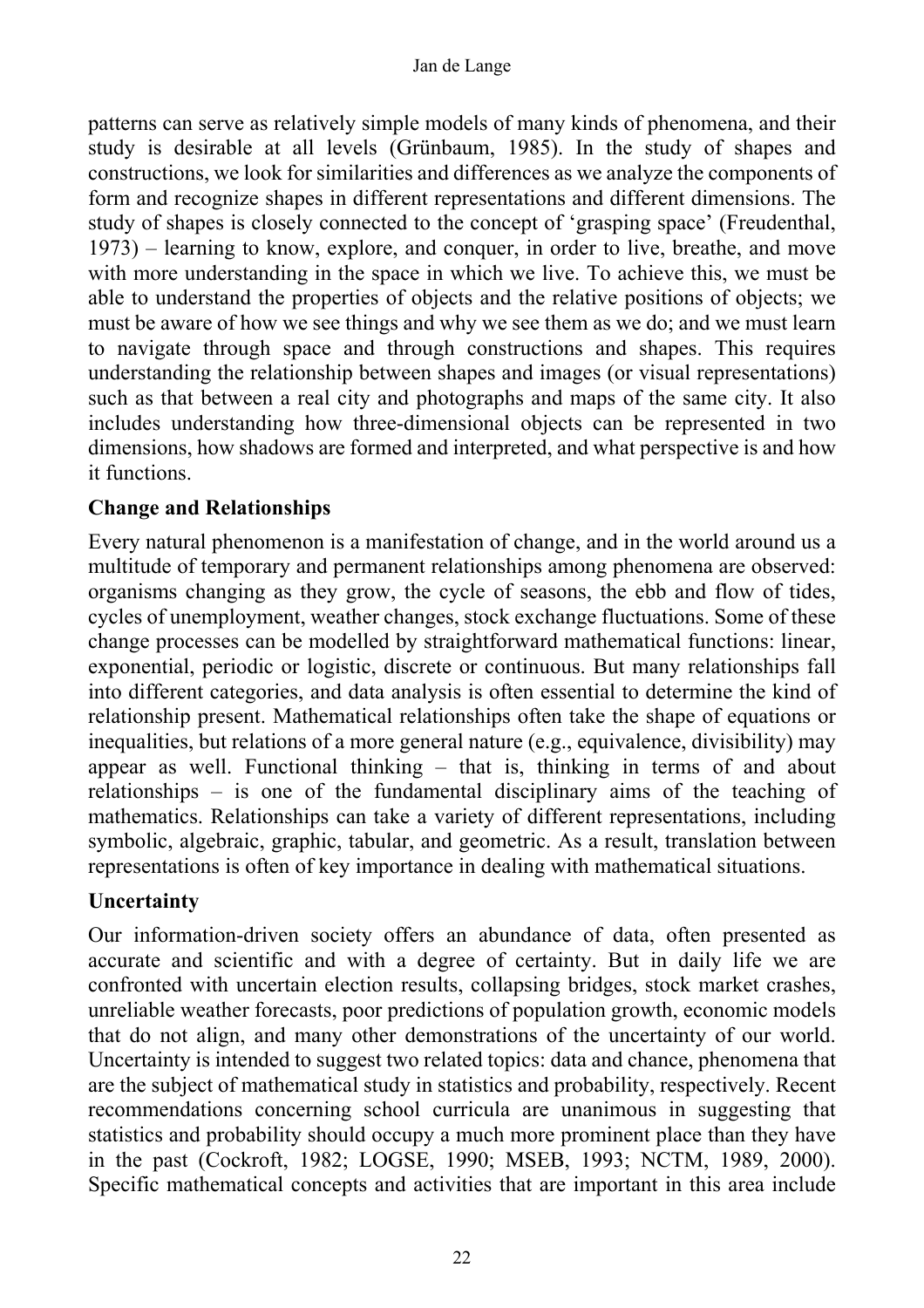patterns can serve as relatively simple models of many kinds of phenomena, and their study is desirable at all levels (Grünbaum, 1985). In the study of shapes and constructions, we look for similarities and differences as we analyze the components of form and recognize shapes in different representations and different dimensions. The study of shapes is closely connected to the concept of 'grasping space' (Freudenthal, 1973) – learning to know, explore, and conquer, in order to live, breathe, and move with more understanding in the space in which we live. To achieve this, we must be able to understand the properties of objects and the relative positions of objects; we must be aware of how we see things and why we see them as we do; and we must learn to navigate through space and through constructions and shapes. This requires understanding the relationship between shapes and images (or visual representations) such as that between a real city and photographs and maps of the same city. It also includes understanding how three-dimensional objects can be represented in two dimensions, how shadows are formed and interpreted, and what perspective is and how it functions.

### Change and Relationships

Every natural phenomenon is a manifestation of change, and in the world around us a multitude of temporary and permanent relationships among phenomena are observed: organisms changing as they grow, the cycle of seasons, the ebb and flow of tides, cycles of unemployment, weather changes, stock exchange fluctuations. Some of these change processes can be modelled by straightforward mathematical functions: linear, exponential, periodic or logistic, discrete or continuous. But many relationships fall into different categories, and data analysis is often essential to determine the kind of relationship present. Mathematical relationships often take the shape of equations or inequalities, but relations of a more general nature (e.g., equivalence, divisibility) may appear as well. Functional thinking – that is, thinking in terms of and about relationships – is one of the fundamental disciplinary aims of the teaching of mathematics. Relationships can take a variety of different representations, including symbolic, algebraic, graphic, tabular, and geometric. As a result, translation between representations is often of key importance in dealing with mathematical situations.

### Uncertainty

Our information-driven society offers an abundance of data, often presented as accurate and scientific and with a degree of certainty. But in daily life we are confronted with uncertain election results, collapsing bridges, stock market crashes, unreliable weather forecasts, poor predictions of population growth, economic models that do not align, and many other demonstrations of the uncertainty of our world. Uncertainty is intended to suggest two related topics: data and chance, phenomena that are the subject of mathematical study in statistics and probability, respectively. Recent recommendations concerning school curricula are unanimous in suggesting that statistics and probability should occupy a much more prominent place than they have in the past (Cockroft, 1982; LOGSE, 1990; MSEB, 1993; NCTM, 1989, 2000). Specific mathematical concepts and activities that are important in this area include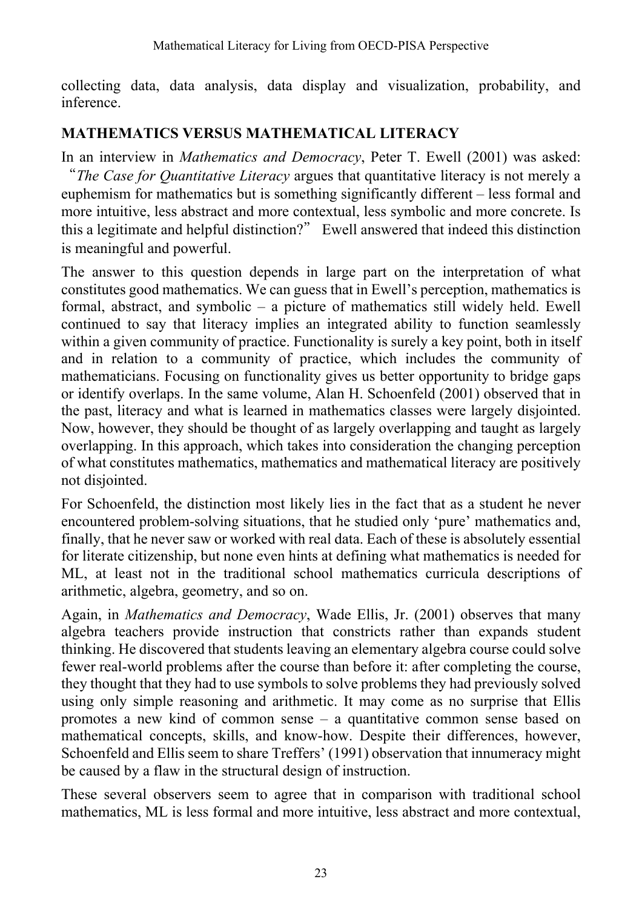collecting data, data analysis, data display and visualization, probability, and inference.

## MATHEMATICS VERSUS MATHEMATICAL LITERACY

In an interview in *Mathematics and Democracy*, Peter T. Ewell (2001) was asked: "*The Case for Quantitative Literacy* argues that quantitative literacy is not merely a euphemism for mathematics but is something significantly different – less formal and more intuitive, less abstract and more contextual, less symbolic and more concrete. Is this a legitimate and helpful distinction?" Ewell answered that indeed this distinction is meaningful and powerful.

The answer to this question depends in large part on the interpretation of what constitutes good mathematics. We can guess that in Ewell's perception, mathematics is formal, abstract, and symbolic – a picture of mathematics still widely held. Ewell continued to say that literacy implies an integrated ability to function seamlessly within a given community of practice. Functionality is surely a key point, both in itself and in relation to a community of practice, which includes the community of mathematicians. Focusing on functionality gives us better opportunity to bridge gaps or identify overlaps. In the same volume, Alan H. Schoenfeld (2001) observed that in the past, literacy and what is learned in mathematics classes were largely disjointed. Now, however, they should be thought of as largely overlapping and taught as largely overlapping. In this approach, which takes into consideration the changing perception of what constitutes mathematics, mathematics and mathematical literacy are positively not disjointed.

For Schoenfeld, the distinction most likely lies in the fact that as a student he never encountered problem-solving situations, that he studied only 'pure' mathematics and, finally, that he never saw or worked with real data. Each of these is absolutely essential for literate citizenship, but none even hints at defining what mathematics is needed for ML, at least not in the traditional school mathematics curricula descriptions of arithmetic, algebra, geometry, and so on.

Again, in *Mathematics and Democracy*, Wade Ellis, Jr. (2001) observes that many algebra teachers provide instruction that constricts rather than expands student thinking. He discovered that students leaving an elementary algebra course could solve fewer real-world problems after the course than before it: after completing the course, they thought that they had to use symbols to solve problems they had previously solved using only simple reasoning and arithmetic. It may come as no surprise that Ellis promotes a new kind of common sense – a quantitative common sense based on mathematical concepts, skills, and know-how. Despite their differences, however, Schoenfeld and Ellis seem to share Treffers' (1991) observation that innumeracy might be caused by a flaw in the structural design of instruction.

These several observers seem to agree that in comparison with traditional school mathematics, ML is less formal and more intuitive, less abstract and more contextual,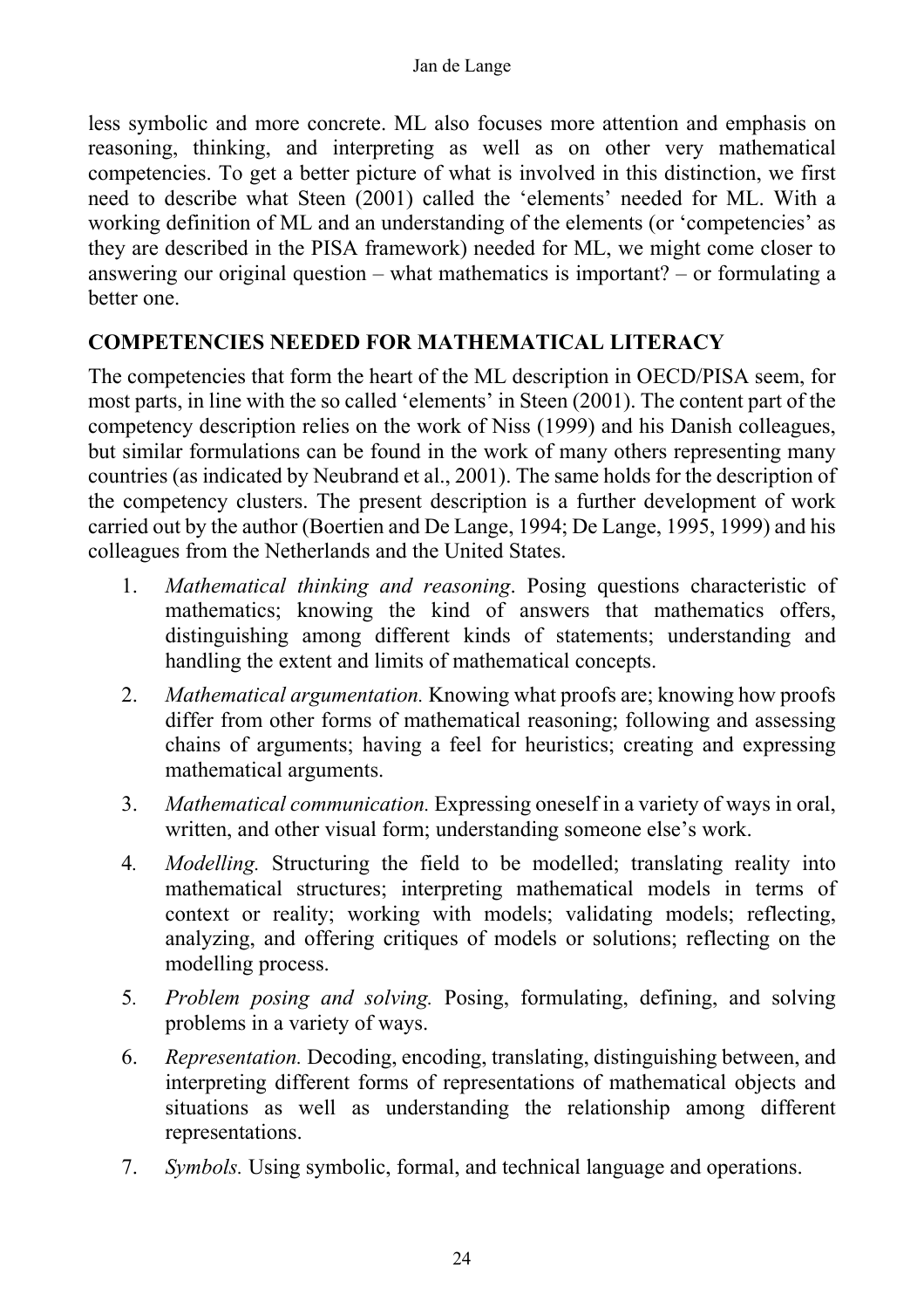less symbolic and more concrete. ML also focuses more attention and emphasis on reasoning, thinking, and interpreting as well as on other very mathematical competencies. To get a better picture of what is involved in this distinction, we first need to describe what Steen (2001) called the 'elements' needed for ML. With a working definition of ML and an understanding of the elements (or 'competencies' as they are described in the PISA framework) needed for ML, we might come closer to answering our original question – what mathematics is important? – or formulating a better one.

## COMPETENCIES NEEDED FOR MATHEMATICAL LITERACY

The competencies that form the heart of the ML description in OECD/PISA seem, for most parts, in line with the so called 'elements' in Steen (2001). The content part of the competency description relies on the work of Niss (1999) and his Danish colleagues, but similar formulations can be found in the work of many others representing many countries (as indicated by Neubrand et al., 2001). The same holds for the description of the competency clusters. The present description is a further development of work carried out by the author (Boertien and De Lange, 1994; De Lange, 1995, 1999) and his colleagues from the Netherlands and the United States.

1. *Mathematical thinking and reasoning*. Posing questions characteristic of mathematics; knowing the kind of answers that mathematics offers, distinguishing among different kinds of statements; understanding and handling the extent and limits of mathematical concepts.
2. *Mathematical argumentation.* Knowing what proofs are; knowing how proofs differ from other forms of mathematical reasoning; following and assessing chains of arguments; having a feel for heuristics; creating and expressing mathematical arguments.
3. *Mathematical communication.* Expressing oneself in a variety of ways in oral, written, and other visual form; understanding someone else's work.
4. *Modelling.* Structuring the field to be modelled; translating reality into mathematical structures; interpreting mathematical models in terms of context or reality; working with models; validating models; reflecting, analyzing, and offering critiques of models or solutions; reflecting on the modelling process.
5. *Problem posing and solving.* Posing, formulating, defining, and solving problems in a variety of ways.
6. *Representation.* Decoding, encoding, translating, distinguishing between, and interpreting different forms of representations of mathematical objects and situations as well as understanding the relationship among different representations.
7. *Symbols.* Using symbolic, formal, and technical language and operations.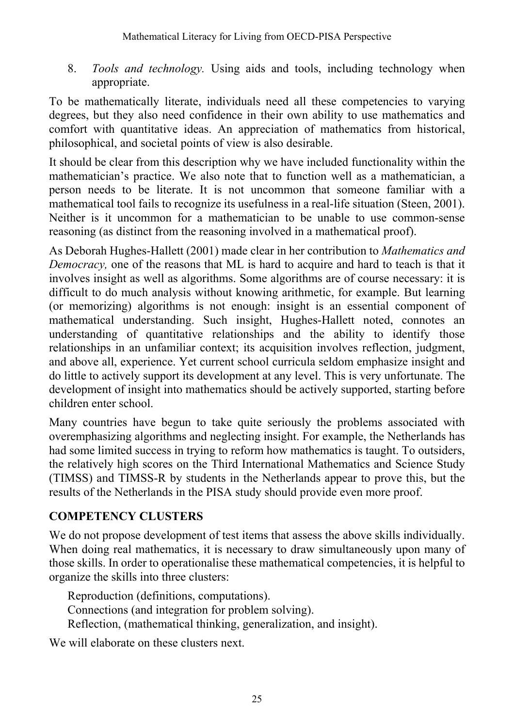8. *Tools and technology.* Using aids and tools, including technology when appropriate.

To be mathematically literate, individuals need all these competencies to varying degrees, but they also need confidence in their own ability to use mathematics and comfort with quantitative ideas. An appreciation of mathematics from historical, philosophical, and societal points of view is also desirable.

It should be clear from this description why we have included functionality within the mathematician's practice. We also note that to function well as a mathematician, a person needs to be literate. It is not uncommon that someone familiar with a mathematical tool fails to recognize its usefulness in a real-life situation (Steen, 2001). Neither is it uncommon for a mathematician to be unable to use common-sense reasoning (as distinct from the reasoning involved in a mathematical proof).

As Deborah Hughes-Hallett (2001) made clear in her contribution to *Mathematics and Democracy,* one of the reasons that ML is hard to acquire and hard to teach is that it involves insight as well as algorithms. Some algorithms are of course necessary: it is difficult to do much analysis without knowing arithmetic, for example. But learning (or memorizing) algorithms is not enough: insight is an essential component of mathematical understanding. Such insight, Hughes-Hallett noted, connotes an understanding of quantitative relationships and the ability to identify those relationships in an unfamiliar context; its acquisition involves reflection, judgment, and above all, experience. Yet current school curricula seldom emphasize insight and do little to actively support its development at any level. This is very unfortunate. The development of insight into mathematics should be actively supported, starting before children enter school.

Many countries have begun to take quite seriously the problems associated with overemphasizing algorithms and neglecting insight. For example, the Netherlands has had some limited success in trying to reform how mathematics is taught. To outsiders, the relatively high scores on the Third International Mathematics and Science Study (TIMSS) and TIMSS-R by students in the Netherlands appear to prove this, but the results of the Netherlands in the PISA study should provide even more proof.

## COMPETENCY CLUSTERS

We do not propose development of test items that assess the above skills individually. When doing real mathematics, it is necessary to draw simultaneously upon many of those skills. In order to operationalise these mathematical competencies, it is helpful to organize the skills into three clusters:

Reproduction (definitions, computations).
Connections (and integration for problem solving).
Reflection, (mathematical thinking, generalization, and insight).

We will elaborate on these clusters next.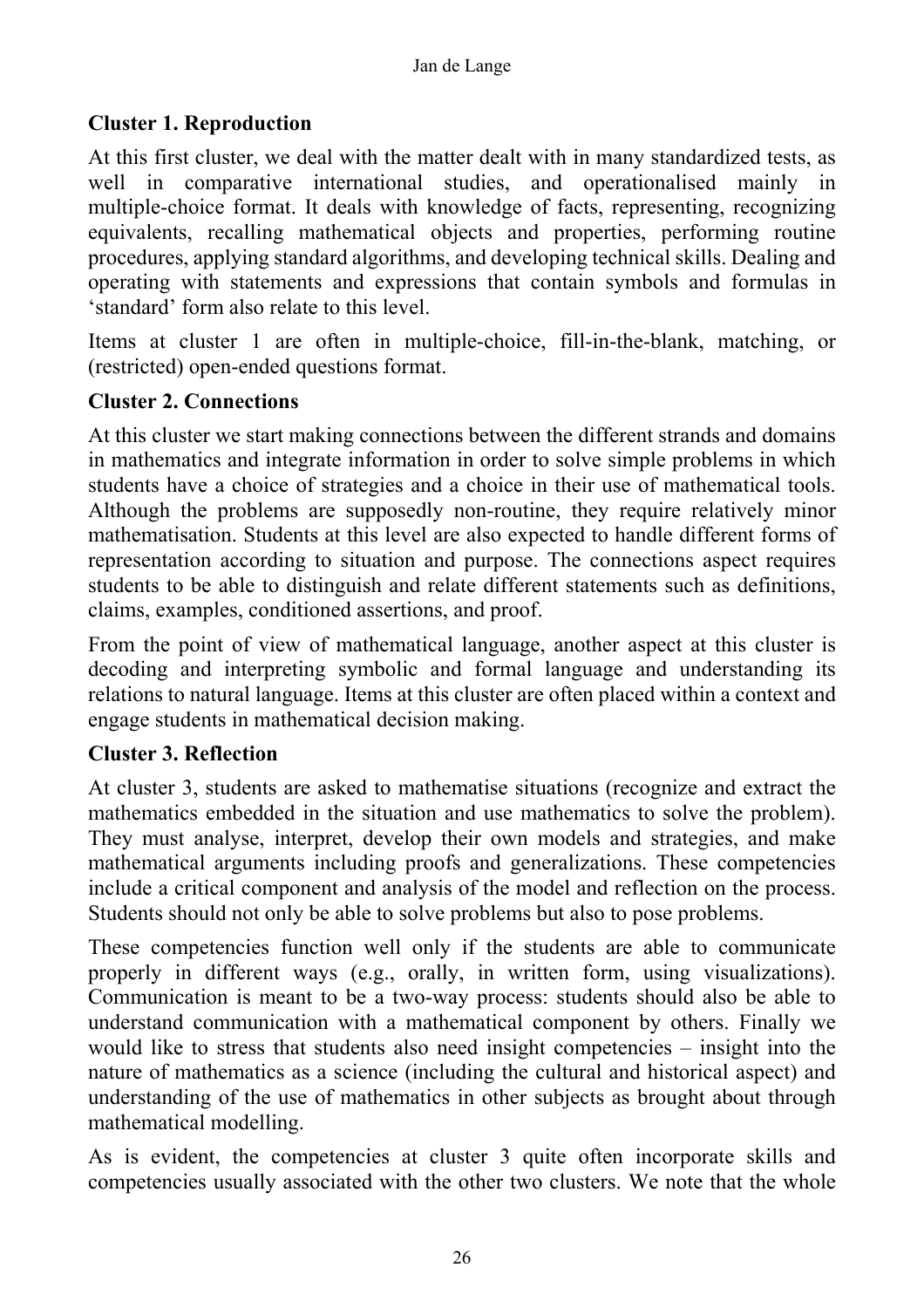### Cluster 1. Reproduction

At this first cluster, we deal with the matter dealt with in many standardized tests, as well in comparative international studies, and operationalised mainly in multiple-choice format. It deals with knowledge of facts, representing, recognizing equivalents, recalling mathematical objects and properties, performing routine procedures, applying standard algorithms, and developing technical skills. Dealing and operating with statements and expressions that contain symbols and formulas in 'standard' form also relate to this level.

Items at cluster 1 are often in multiple-choice, fill-in-the-blank, matching, or (restricted) open-ended questions format.

### Cluster 2. Connections

At this cluster we start making connections between the different strands and domains in mathematics and integrate information in order to solve simple problems in which students have a choice of strategies and a choice in their use of mathematical tools. Although the problems are supposedly non-routine, they require relatively minor mathematisation. Students at this level are also expected to handle different forms of representation according to situation and purpose. The connections aspect requires students to be able to distinguish and relate different statements such as definitions, claims, examples, conditioned assertions, and proof.

From the point of view of mathematical language, another aspect at this cluster is decoding and interpreting symbolic and formal language and understanding its relations to natural language. Items at this cluster are often placed within a context and engage students in mathematical decision making.

### Cluster 3. Reflection

At cluster 3, students are asked to mathematise situations (recognize and extract the mathematics embedded in the situation and use mathematics to solve the problem). They must analyse, interpret, develop their own models and strategies, and make mathematical arguments including proofs and generalizations. These competencies include a critical component and analysis of the model and reflection on the process. Students should not only be able to solve problems but also to pose problems.

These competencies function well only if the students are able to communicate properly in different ways (e.g., orally, in written form, using visualizations). Communication is meant to be a two-way process: students should also be able to understand communication with a mathematical component by others. Finally we would like to stress that students also need insight competencies – insight into the nature of mathematics as a science (including the cultural and historical aspect) and understanding of the use of mathematics in other subjects as brought about through mathematical modelling.

As is evident, the competencies at cluster 3 quite often incorporate skills and competencies usually associated with the other two clusters. We note that the whole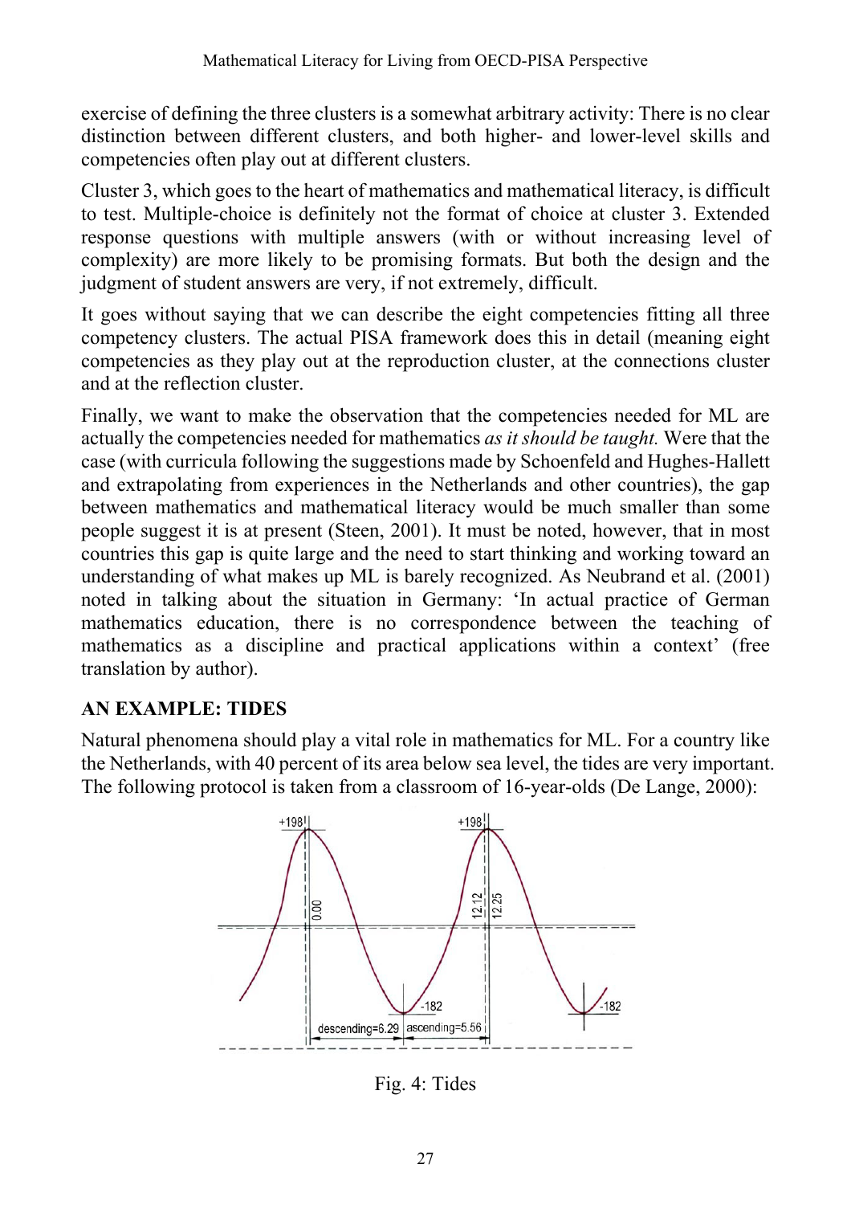exercise of defining the three clusters is a somewhat arbitrary activity: There is no clear distinction between different clusters, and both higher- and lower-level skills and competencies often play out at different clusters.

Cluster 3, which goes to the heart of mathematics and mathematical literacy, is difficult to test. Multiple-choice is definitely not the format of choice at cluster 3. Extended response questions with multiple answers (with or without increasing level of complexity) are more likely to be promising formats. But both the design and the judgment of student answers are very, if not extremely, difficult.

It goes without saying that we can describe the eight competencies fitting all three competency clusters. The actual PISA framework does this in detail (meaning eight competencies as they play out at the reproduction cluster, at the connections cluster and at the reflection cluster.

Finally, we want to make the observation that the competencies needed for ML are actually the competencies needed for mathematics *as it should be taught.* Were that the case (with curricula following the suggestions made by Schoenfeld and Hughes-Hallett and extrapolating from experiences in the Netherlands and other countries), the gap between mathematics and mathematical literacy would be much smaller than some people suggest it is at present (Steen, 2001). It must be noted, however, that in most countries this gap is quite large and the need to start thinking and working toward an understanding of what makes up ML is barely recognized. As Neubrand et al. (2001) noted in talking about the situation in Germany: 'In actual practice of German mathematics education, there is no correspondence between the teaching of mathematics as a discipline and practical applications within a context' (free translation by author).

## AN EXAMPLE: TIDES

Natural phenomena should play a vital role in mathematics for ML. For a country like the Netherlands, with 40 percent of its area below sea level, the tides are very important. The following protocol is taken from a classroom of 16-year-olds (De Lange, 2000):

Fig. 4: Tides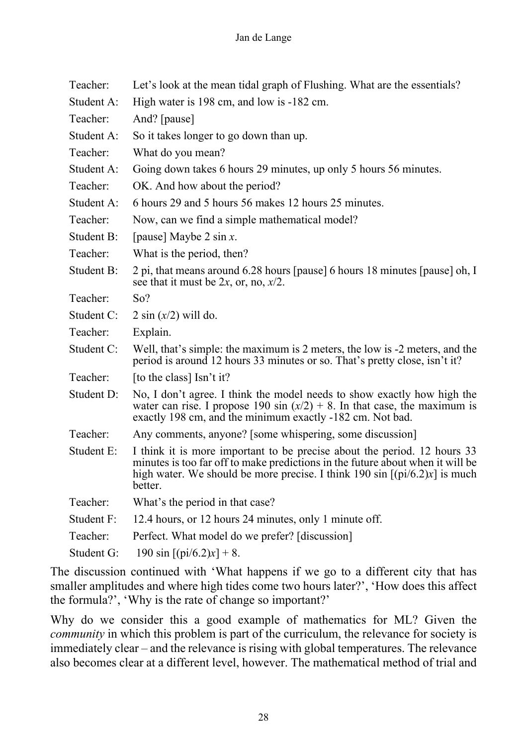| | |
|---|---|
| Teacher: | Let's look at the mean tidal graph of Flushing. What are the essentials? |
| Student A: | High water is 198 cm, and low is -182 cm. |
| Teacher: | And? [pause] |
| Student A: | So it takes longer to go down than up. |
| Teacher: | What do you mean? |
| Student A: | Going down takes 6 hours 29 minutes, up only 5 hours 56 minutes. |
| Teacher: | OK. And how about the period? |
| Student A: | 6 hours 29 and 5 hours 56 makes 12 hours 25 minutes. |
| Teacher: | Now, can we find a simple mathematical model? |
| Student B: | [pause] Maybe $2 \sin x$. |
| Teacher: | What is the period, then? |
| Student B: | 2 pi, that means around 6.28 hours [pause] 6 hours 18 minutes [pause] oh, I see that it must be $2x$, or, no, $x/2$. |
| Teacher: | So? |
| Student C: | $2 \sin (x/2)$ will do. |
| Teacher: | Explain. |
| Student C: | Well, that's simple: the maximum is 2 meters, the low is -2 meters, and the period is around 12 hours 33 minutes or so. That's pretty close, isn't it? |
| Teacher: | [to the class] Isn't it? |
| Student D: | No, I don't agree. I think the model needs to show exactly how high the water can rise. I propose $190 \sin (x/2) + 8$. In that case, the maximum is exactly 198 cm, and the minimum exactly -182 cm. Not bad. |
| Teacher: | Any comments, anyone? [some whispering, some discussion] |
| Student E: | I think it is more important to be precise about the period. 12 hours 33 minutes is too far off to make predictions in the future about when it will be high water. We should be more precise. I think $190 \sin [(\pi/6.2)x]$ is much better. |
| Teacher: | What's the period in that case? |
| Student F: | 12.4 hours, or 12 hours 24 minutes, only 1 minute off. |
| Teacher: | Perfect. What model do we prefer? [discussion] |
| Student G: | $190 \sin [(\pi/6.2)x] + 8$. |

The discussion continued with 'What happens if we go to a different city that has smaller amplitudes and where high tides come two hours later?', 'How does this affect the formula?', 'Why is the rate of change so important?'

Why do we consider this a good example of mathematics for ML? Given the *community* in which this problem is part of the curriculum, the relevance for society is immediately clear – and the relevance is rising with global temperatures. The relevance also becomes clear at a different level, however. The mathematical method of trial and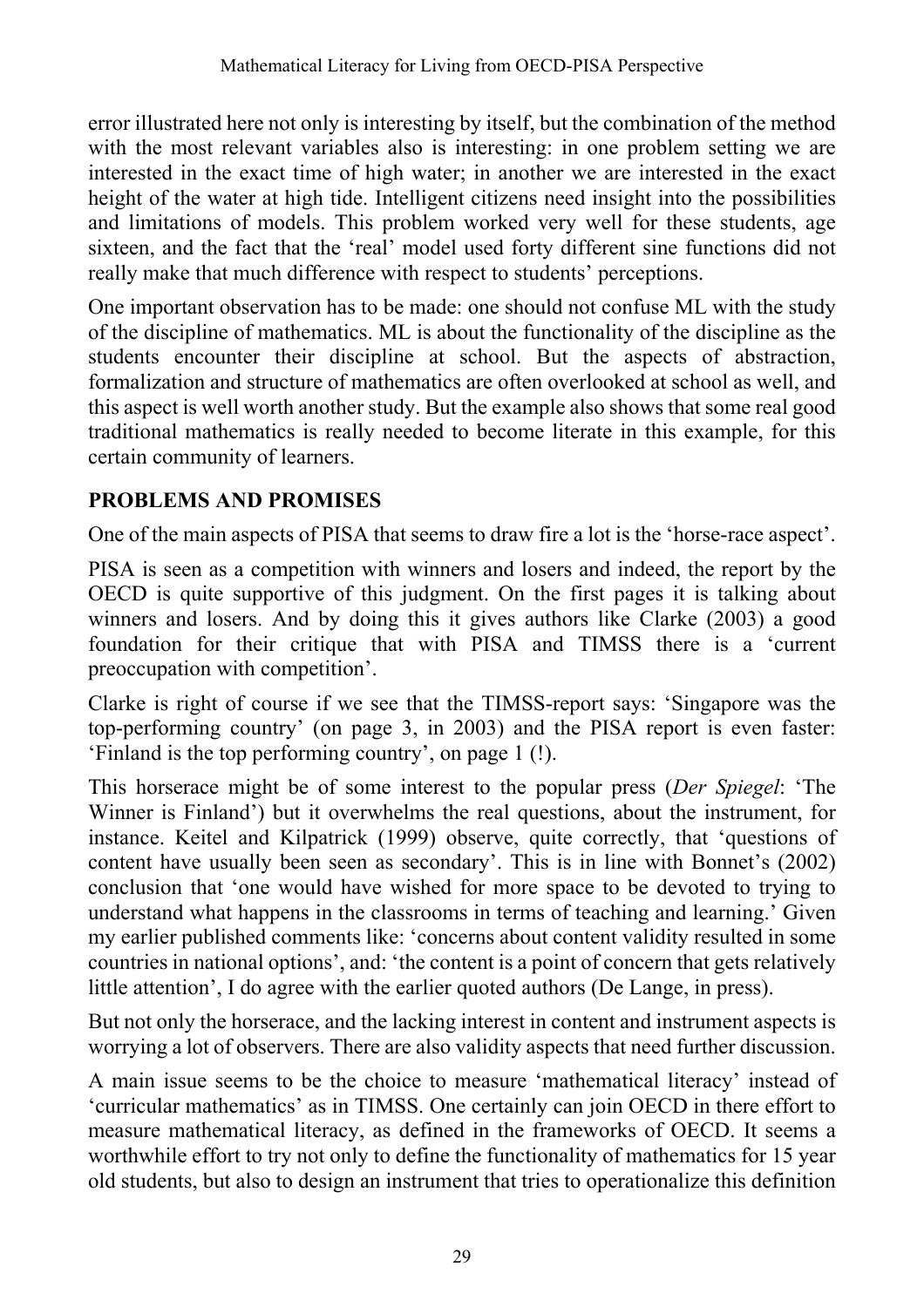error illustrated here not only is interesting by itself, but the combination of the method with the most relevant variables also is interesting: in one problem setting we are interested in the exact time of high water; in another we are interested in the exact height of the water at high tide. Intelligent citizens need insight into the possibilities and limitations of models. This problem worked very well for these students, age sixteen, and the fact that the 'real' model used forty different sine functions did not really make that much difference with respect to students' perceptions.

One important observation has to be made: one should not confuse ML with the study of the discipline of mathematics. ML is about the functionality of the discipline as the students encounter their discipline at school. But the aspects of abstraction, formalization and structure of mathematics are often overlooked at school as well, and this aspect is well worth another study. But the example also shows that some real good traditional mathematics is really needed to become literate in this example, for this certain community of learners.

## PROBLEMS AND PROMISES

One of the main aspects of PISA that seems to draw fire a lot is the 'horse-race aspect'.

PISA is seen as a competition with winners and losers and indeed, the report by the OECD is quite supportive of this judgment. On the first pages it is talking about winners and losers. And by doing this it gives authors like Clarke (2003) a good foundation for their critique that with PISA and TIMSS there is a 'current preoccupation with competition'.

Clarke is right of course if we see that the TIMSS-report says: 'Singapore was the top-performing country' (on page 3, in 2003) and the PISA report is even faster: 'Finland is the top performing country', on page 1 (!).

This horserace might be of some interest to the popular press (*Der Spiegel*: 'The Winner is Finland') but it overwhelms the real questions, about the instrument, for instance. Keitel and Kilpatrick (1999) observe, quite correctly, that 'questions of content have usually been seen as secondary'. This is in line with Bonnet's (2002) conclusion that 'one would have wished for more space to be devoted to trying to understand what happens in the classrooms in terms of teaching and learning.' Given my earlier published comments like: 'concerns about content validity resulted in some countries in national options', and: 'the content is a point of concern that gets relatively little attention', I do agree with the earlier quoted authors (De Lange, in press).

But not only the horserace, and the lacking interest in content and instrument aspects is worrying a lot of observers. There are also validity aspects that need further discussion.

A main issue seems to be the choice to measure 'mathematical literacy' instead of 'curricular mathematics' as in TIMSS. One certainly can join OECD in there effort to measure mathematical literacy, as defined in the frameworks of OECD. It seems a worthwhile effort to try not only to define the functionality of mathematics for 15 year old students, but also to design an instrument that tries to operationalize this definition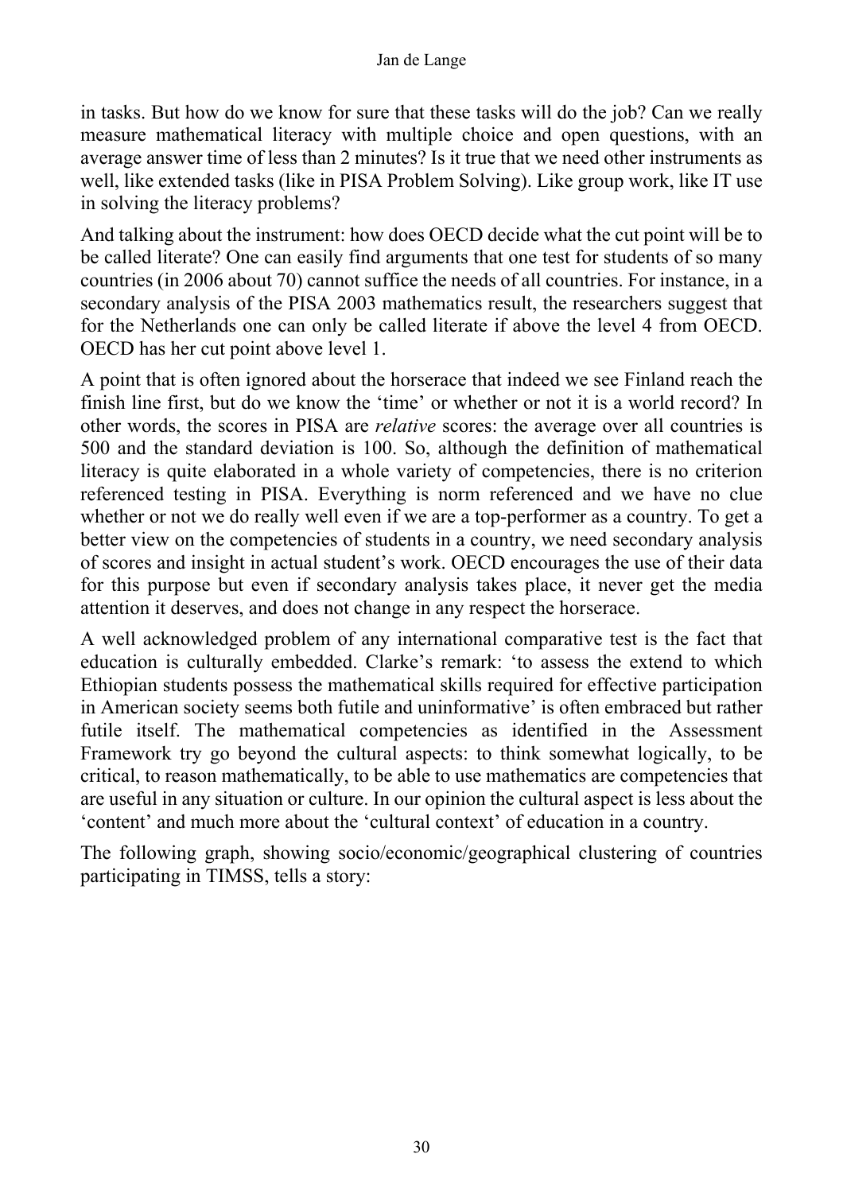in tasks. But how do we know for sure that these tasks will do the job? Can we really measure mathematical literacy with multiple choice and open questions, with an average answer time of less than 2 minutes? Is it true that we need other instruments as well, like extended tasks (like in PISA Problem Solving). Like group work, like IT use in solving the literacy problems?

And talking about the instrument: how does OECD decide what the cut point will be to be called literate? One can easily find arguments that one test for students of so many countries (in 2006 about 70) cannot suffice the needs of all countries. For instance, in a secondary analysis of the PISA 2003 mathematics result, the researchers suggest that for the Netherlands one can only be called literate if above the level 4 from OECD. OECD has her cut point above level 1.

A point that is often ignored about the horserace that indeed we see Finland reach the finish line first, but do we know the 'time' or whether or not it is a world record? In other words, the scores in PISA are *relative* scores: the average over all countries is 500 and the standard deviation is 100. So, although the definition of mathematical literacy is quite elaborated in a whole variety of competencies, there is no criterion referenced testing in PISA. Everything is norm referenced and we have no clue whether or not we do really well even if we are a top-performer as a country. To get a better view on the competencies of students in a country, we need secondary analysis of scores and insight in actual student's work. OECD encourages the use of their data for this purpose but even if secondary analysis takes place, it never get the media attention it deserves, and does not change in any respect the horserace.

A well acknowledged problem of any international comparative test is the fact that education is culturally embedded. Clarke's remark: 'to assess the extend to which Ethiopian students possess the mathematical skills required for effective participation in American society seems both futile and uninformative' is often embraced but rather futile itself. The mathematical competencies as identified in the Assessment Framework try go beyond the cultural aspects: to think somewhat logically, to be critical, to reason mathematically, to be able to use mathematics are competencies that are useful in any situation or culture. In our opinion the cultural aspect is less about the 'content' and much more about the 'cultural context' of education in a country.

The following graph, showing socio/economic/geographical clustering of countries participating in TIMSS, tells a story: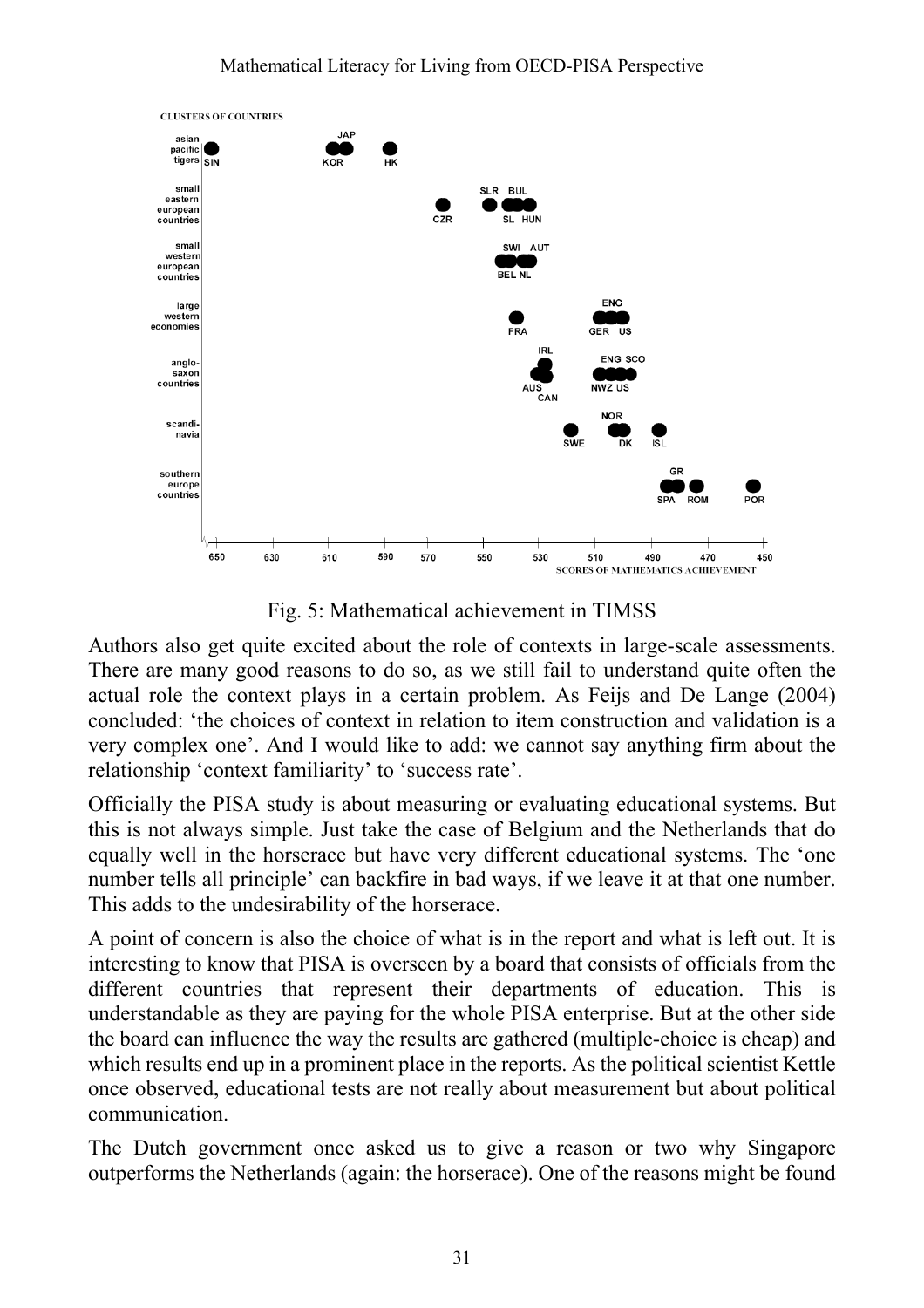Fig. 5: Mathematical achievement in TIMSS

Authors also get quite excited about the role of contexts in large-scale assessments. There are many good reasons to do so, as we still fail to understand quite often the actual role the context plays in a certain problem. As Feijs and De Lange (2004) concluded: 'the choices of context in relation to item construction and validation is a very complex one'. And I would like to add: we cannot say anything firm about the relationship 'context familiarity' to 'success rate'.

Officially the PISA study is about measuring or evaluating educational systems. But this is not always simple. Just take the case of Belgium and the Netherlands that do equally well in the horserace but have very different educational systems. The 'one number tells all principle' can backfire in bad ways, if we leave it at that one number. This adds to the undesirability of the horserace.

A point of concern is also the choice of what is in the report and what is left out. It is interesting to know that PISA is overseen by a board that consists of officials from the different countries that represent their departments of education. This is understandable as they are paying for the whole PISA enterprise. But at the other side the board can influence the way the results are gathered (multiple-choice is cheap) and which results end up in a prominent place in the reports. As the political scientist Kettle once observed, educational tests are not really about measurement but about political communication.

The Dutch government once asked us to give a reason or two why Singapore outperforms the Netherlands (again: the horserace). One of the reasons might be found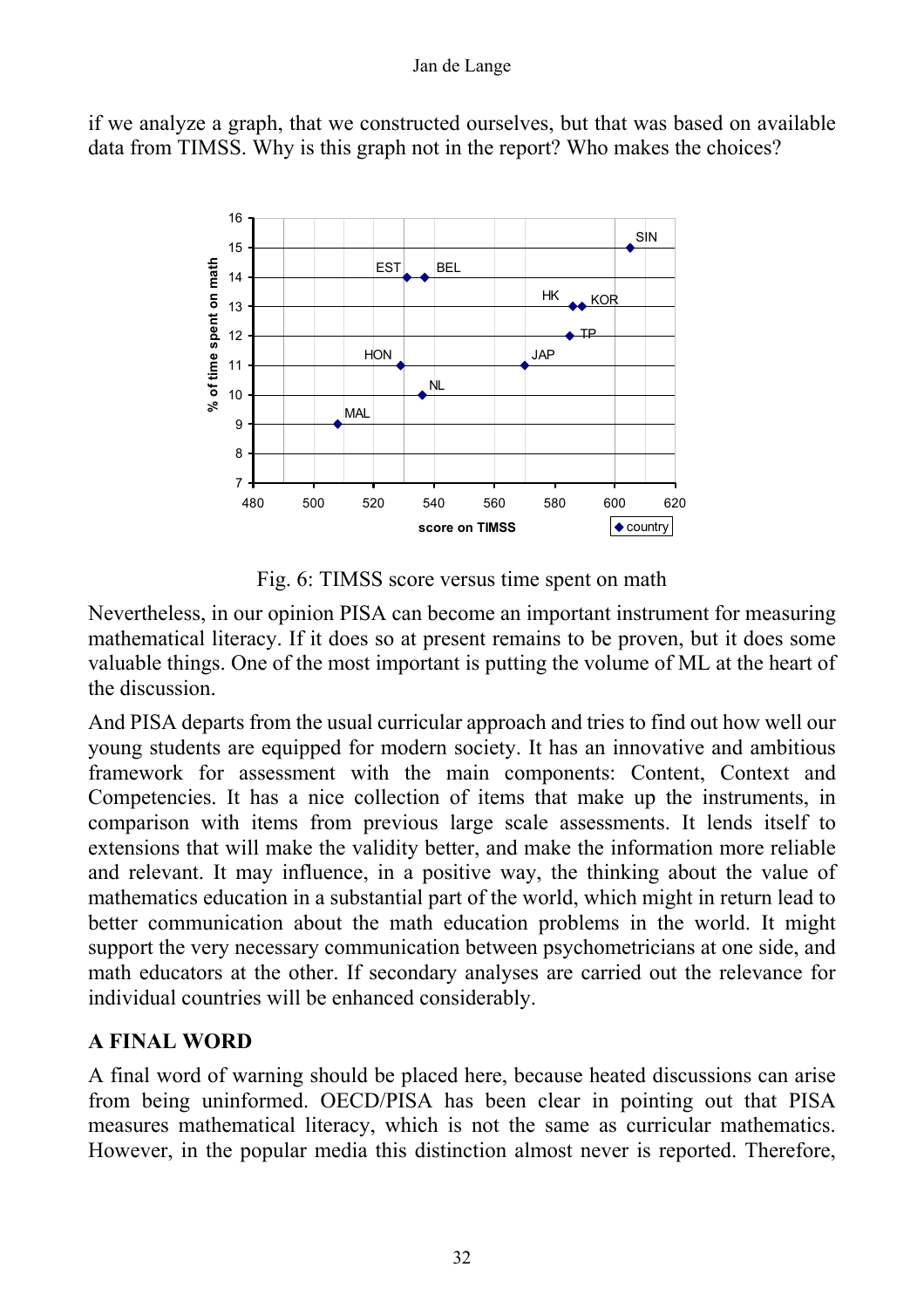if we analyze a graph, that we constructed ourselves, but that was based on available data from TIMSS. Why is this graph not in the report? Who makes the choices?

Fig. 6: TIMSS score versus time spent on math

Nevertheless, in our opinion PISA can become an important instrument for measuring mathematical literacy. If it does so at present remains to be proven, but it does some valuable things. One of the most important is putting the volume of ML at the heart of the discussion.

And PISA departs from the usual curricular approach and tries to find out how well our young students are equipped for modern society. It has an innovative and ambitious framework for assessment with the main components: Content, Context and Competencies. It has a nice collection of items that make up the instruments, in comparison with items from previous large scale assessments. It lends itself to extensions that will make the validity better, and make the information more reliable and relevant. It may influence, in a positive way, the thinking about the value of mathematics education in a substantial part of the world, which might in return lead to better communication about the math education problems in the world. It might support the very necessary communication between psychometricians at one side, and math educators at the other. If secondary analyses are carried out the relevance for individual countries will be enhanced considerably.

## A FINAL WORD

A final word of warning should be placed here, because heated discussions can arise from being uninformed. OECD/PISA has been clear in pointing out that PISA measures mathematical literacy, which is not the same as curricular mathematics. However, in the popular media this distinction almost never is reported. Therefore,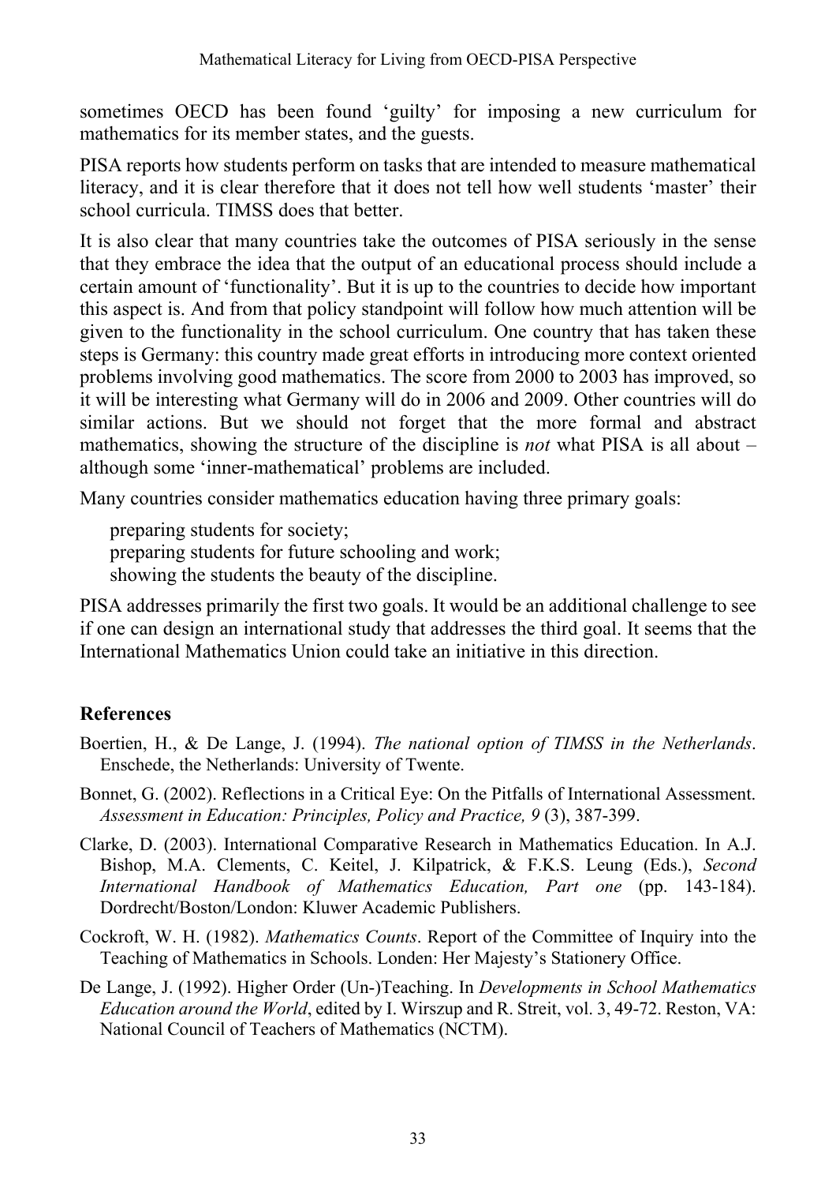sometimes OECD has been found 'guilty' for imposing a new curriculum for mathematics for its member states, and the guests.

PISA reports how students perform on tasks that are intended to measure mathematical literacy, and it is clear therefore that it does not tell how well students 'master' their school curricula. TIMSS does that better.

It is also clear that many countries take the outcomes of PISA seriously in the sense that they embrace the idea that the output of an educational process should include a certain amount of 'functionality'. But it is up to the countries to decide how important this aspect is. And from that policy standpoint will follow how much attention will be given to the functionality in the school curriculum. One country that has taken these steps is Germany: this country made great efforts in introducing more context oriented problems involving good mathematics. The score from 2000 to 2003 has improved, so it will be interesting what Germany will do in 2006 and 2009. Other countries will do similar actions. But we should not forget that the more formal and abstract mathematics, showing the structure of the discipline is *not* what PISA is all about – although some 'inner-mathematical' problems are included.

Many countries consider mathematics education having three primary goals:

preparing students for society;
preparing students for future schooling and work;
showing the students the beauty of the discipline.

PISA addresses primarily the first two goals. It would be an additional challenge to see if one can design an international study that addresses the third goal. It seems that the International Mathematics Union could take an initiative in this direction.

## References

Boertien, H., & De Lange, J. (1994). *The national option of TIMSS in the Netherlands*. Enschede, the Netherlands: University of Twente.

Bonnet, G. (2002). Reflections in a Critical Eye: On the Pitfalls of International Assessment. *Assessment in Education: Principles, Policy and Practice, 9* (3), 387-399.

Clarke, D. (2003). International Comparative Research in Mathematics Education. In A.J. Bishop, M.A. Clements, C. Keitel, J. Kilpatrick, & F.K.S. Leung (Eds.), *Second International Handbook of Mathematics Education, Part one* (pp. 143-184). Dordrecht/Boston/London: Kluwer Academic Publishers.

Cockroft, W. H. (1982). *Mathematics Counts*. Report of the Committee of Inquiry into the Teaching of Mathematics in Schools. Londen: Her Majesty's Stationery Office.

De Lange, J. (1992). Higher Order (Un-)Teaching. In *Developments in School Mathematics Education around the World*, edited by I. Wirszup and R. Streit, vol. 3, 49-72. Reston, VA: National Council of Teachers of Mathematics (NCTM).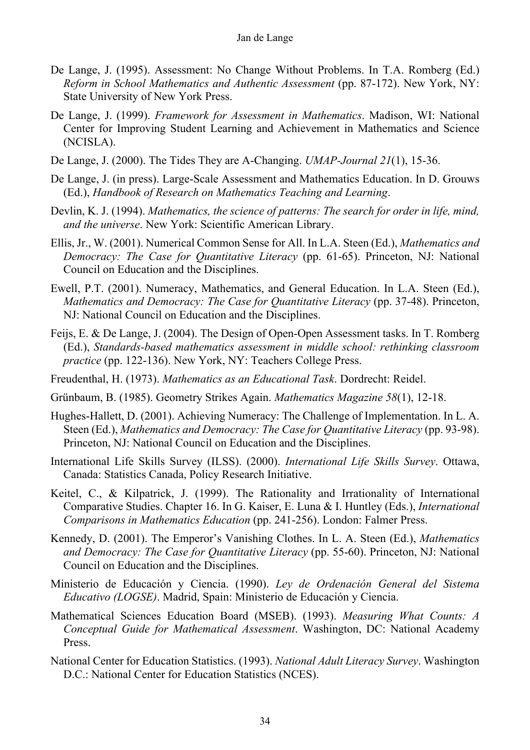De Lange, J. (1995). Assessment: No Change Without Problems. In T.A. Romberg (Ed.) *Reform in School Mathematics and Authentic Assessment* (pp. 87-172). New York, NY: State University of New York Press.

De Lange, J. (1999). *Framework for Assessment in Mathematics*. Madison, WI: National Center for Improving Student Learning and Achievement in Mathematics and Science (NCISLA).

De Lange, J. (2000). The Tides They are A-Changing. *UMAP-Journal 21*(1), 15-36.

De Lange, J. (in press). Large-Scale Assessment and Mathematics Education. In D. Grouws (Ed.), *Handbook of Research on Mathematics Teaching and Learning*.

Devlin, K. J. (1994). *Mathematics, the science of patterns: The search for order in life, mind, and the universe*. New York: Scientific American Library.

Ellis, Jr., W. (2001). Numerical Common Sense for All. In L.A. Steen (Ed.), *Mathematics and Democracy: The Case for Quantitative Literacy* (pp. 61-65). Princeton, NJ: National Council on Education and the Disciplines.

Ewell, P.T. (2001). Numeracy, Mathematics, and General Education. In L.A. Steen (Ed.), *Mathematics and Democracy: The Case for Quantitative Literacy* (pp. 37-48). Princeton, NJ: National Council on Education and the Disciplines.

Feijs, E. & De Lange, J. (2004). The Design of Open-Open Assessment tasks. In T. Romberg (Ed.), *Standards-based mathematics assessment in middle school: rethinking classroom practice* (pp. 122-136). New York, NY: Teachers College Press.

Freudenthal, H. (1973). *Mathematics as an Educational Task*. Dordrecht: Reidel.

Grünbaum, B. (1985). Geometry Strikes Again. *Mathematics Magazine 58*(1), 12-18.

Hughes-Hallett, D. (2001). Achieving Numeracy: The Challenge of Implementation. In L. A. Steen (Ed.), *Mathematics and Democracy: The Case for Quantitative Literacy* (pp. 93-98). Princeton, NJ: National Council on Education and the Disciplines.

International Life Skills Survey (ILSS). (2000). *International Life Skills Survey*. Ottawa, Canada: Statistics Canada, Policy Research Initiative.

Keitel, C., & Kilpatrick, J. (1999). The Rationality and Irrationality of International Comparative Studies. Chapter 16. In G. Kaiser, E. Luna & I. Huntley (Eds.), *International Comparisons in Mathematics Education* (pp. 241-256). London: Falmer Press.

Kennedy, D. (2001). The Emperor's Vanishing Clothes. In L. A. Steen (Ed.), *Mathematics and Democracy: The Case for Quantitative Literacy* (pp. 55-60). Princeton, NJ: National Council on Education and the Disciplines.

Ministerio de Educación y Ciencia. (1990). *Ley de Ordenación General del Sistema Educativo (LOGSE)*. Madrid, Spain: Ministerio de Educación y Ciencia.

Mathematical Sciences Education Board (MSEB). (1993). *Measuring What Counts: A Conceptual Guide for Mathematical Assessment*. Washington, DC: National Academy Press.

National Center for Education Statistics. (1993). *National Adult Literacy Survey*. Washington D.C.: National Center for Education Statistics (NCES).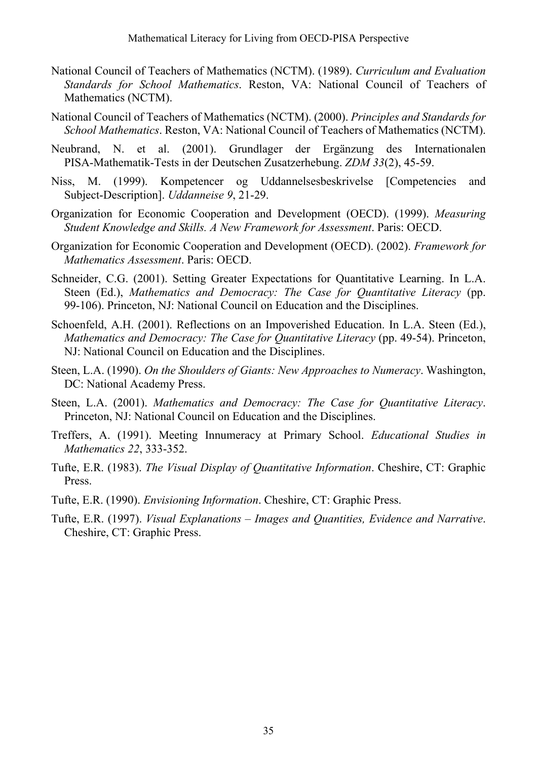National Council of Teachers of Mathematics (NCTM). (1989). *Curriculum and Evaluation Standards for School Mathematics*. Reston, VA: National Council of Teachers of Mathematics (NCTM).

National Council of Teachers of Mathematics (NCTM). (2000). *Principles and Standards for School Mathematics*. Reston, VA: National Council of Teachers of Mathematics (NCTM).

Neubrand, N. et al. (2001). Grundlager der Ergänzung des Internationalen PISA-Mathematik-Tests in der Deutschen Zusatzerhebung. *ZDM 33*(2), 45-59.

Niss, M. (1999). Kompetencer og Uddannelsesbeskrivelse [Competencies and Subject-Description]. *Uddanneise 9*, 21-29.

Organization for Economic Cooperation and Development (OECD). (1999). *Measuring Student Knowledge and Skills. A New Framework for Assessment*. Paris: OECD.

Organization for Economic Cooperation and Development (OECD). (2002). *Framework for Mathematics Assessment*. Paris: OECD.

Schneider, C.G. (2001). Setting Greater Expectations for Quantitative Learning. In L.A. Steen (Ed.), *Mathematics and Democracy: The Case for Quantitative Literacy* (pp. 99-106). Princeton, NJ: National Council on Education and the Disciplines.

Schoenfeld, A.H. (2001). Reflections on an Impoverished Education. In L.A. Steen (Ed.), *Mathematics and Democracy: The Case for Quantitative Literacy* (pp. 49-54). Princeton, NJ: National Council on Education and the Disciplines.

Steen, L.A. (1990). *On the Shoulders of Giants: New Approaches to Numeracy*. Washington, DC: National Academy Press.

Steen, L.A. (2001). *Mathematics and Democracy: The Case for Quantitative Literacy*. Princeton, NJ: National Council on Education and the Disciplines.

Treffers, A. (1991). Meeting Innumeracy at Primary School. *Educational Studies in Mathematics 22*, 333-352.

Tufte, E.R. (1983). *The Visual Display of Quantitative Information*. Cheshire, CT: Graphic Press.

Tufte, E.R. (1990). *Envisioning Information*. Cheshire, CT: Graphic Press.

Tufte, E.R. (1997). *Visual Explanations – Images and Quantities, Evidence and Narrative*. Cheshire, CT: Graphic Press.